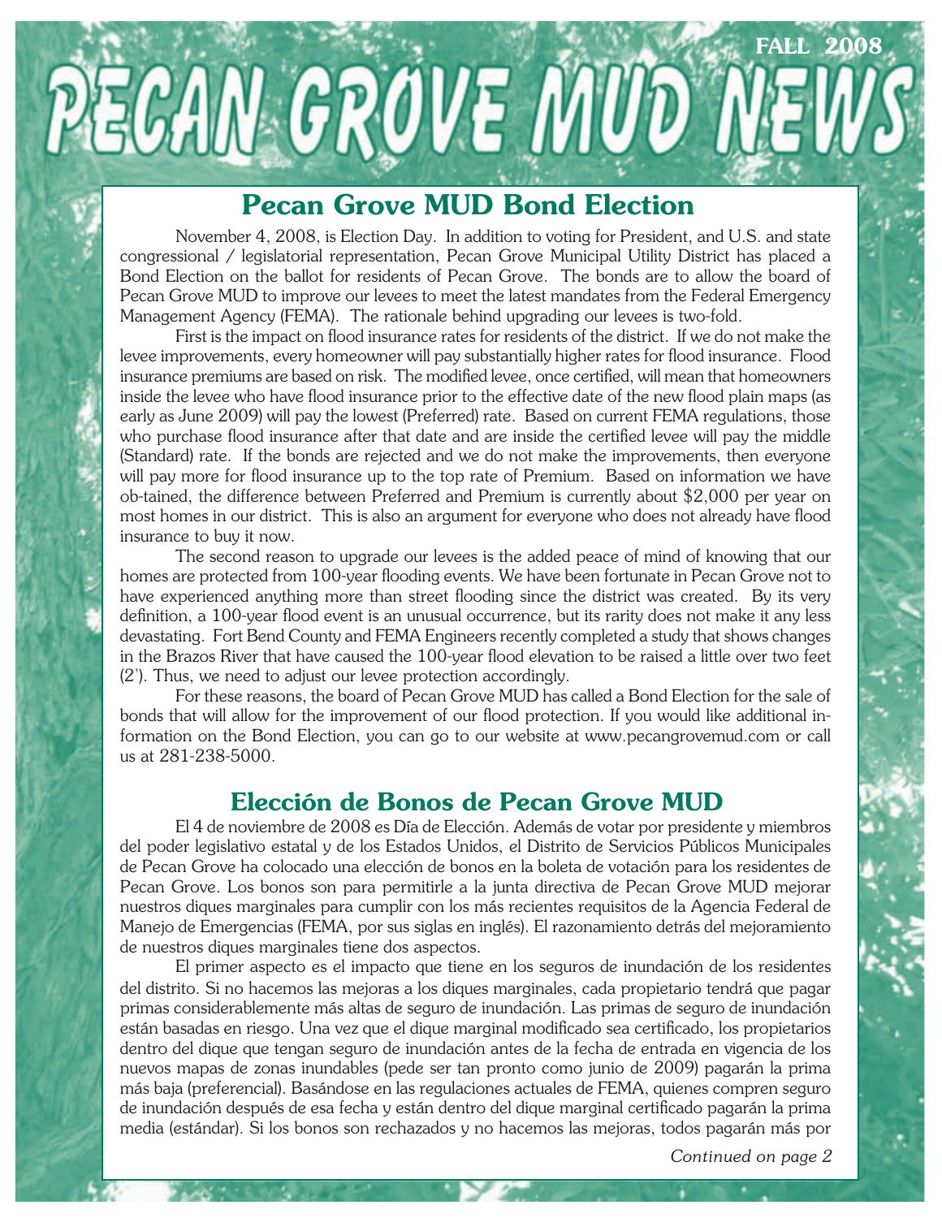# PECAN GROVE MUD NEWS

FALL 2008

## Pecan Grove MUD Bond Election

November 4, 2008, is Election Day. In addition to voting for President, and U.S. and state congressional / legislatorial representation, Pecan Grove Municipal Utility District has placed a Bond Election on the ballot for residents of Pecan Grove. The bonds are to allow the board of Pecan Grove MUD to improve our levees to meet the latest mandates from the Federal Emergency Management Agency (FEMA). The rationale behind upgrading our levees is two-fold.

First is the impact on flood insurance rates for residents of the district. If we do not make the levee improvements, every homeowner will pay substantially higher rates for flood insurance. Flood insurance premiums are based on risk. The modified levee, once certified, will mean that homeowners inside the levee who have flood insurance prior to the effective date of the new flood plain maps (as early as June 2009) will pay the lowest (Preferred) rate. Based on current FEMA regulations, those who purchase flood insurance after that date and are inside the certified levee will pay the middle (Standard) rate. If the bonds are rejected and we do not make the improvements, then everyone will pay more for flood insurance up to the top rate of Premium. Based on information we have ob-tained, the difference between Preferred and Premium is currently about $2,000 per year on most homes in our district. This is also an argument for everyone who does not already have flood insurance to buy it now.

The second reason to upgrade our levees is the added peace of mind of knowing that our homes are protected from 100-year flooding events. We have been fortunate in Pecan Grove not to have experienced anything more than street flooding since the district was created. By its very definition, a 100-year flood event is an unusual occurrence, but its rarity does not make it any less devastating. Fort Bend County and FEMA Engineers recently completed a study that shows changes in the Brazos River that have caused the 100-year flood elevation to be raised a little over two feet (2'). Thus, we need to adjust our levee protection accordingly.

For these reasons, the board of Pecan Grove MUD has called a Bond Election for the sale of bonds that will allow for the improvement of our flood protection. If you would like additional in-formation on the Bond Election, you can go to our website at www.pecangrovemud.com or call us at 281-238-5000.

## Elección de Bonos de Pecan Grove MUD

El 4 de noviembre de 2008 es Día de Elección. Además de votar por presidente y miembros del poder legislativo estatal y de los Estados Unidos, el Distrito de Servicios Públicos Municipales de Pecan Grove ha colocado una elección de bonos en la boleta de votación para los residentes de Pecan Grove. Los bonos son para permitirle a la junta directiva de Pecan Grove MUD mejorar nuestros diques marginales para cumplir con los más recientes requisitos de la Agencia Federal de Manejo de Emergencias (FEMA, por sus siglas en inglés). El razonamiento detrás del mejoramiento de nuestros diques marginales tiene dos aspectos.

El primer aspecto es el impacto que tiene en los seguros de inundación de los residentes del distrito. Si no hacemos las mejoras a los diques marginales, cada propietario tendrá que pagar primas considerablemente más altas de seguro de inundación. Las primas de seguro de inundación están basadas en riesgo. Una vez que el dique marginal modificado sea certificado, los propietarios dentro del dique que tengan seguro de inundación antes de la fecha de entrada en vigencia de los nuevos mapas de zonas inundables (pede ser tan pronto como junio de 2009) pagarán la prima más baja (preferencial). Basándose en las regulaciones actuales de FEMA, quienes compren seguro de inundación después de esa fecha y están dentro del dique marginal certificado pagarán la prima media (estándar). Si los bonos son rechazados y no hacemos las mejoras, todos pagarán más por

*Continued on page 2*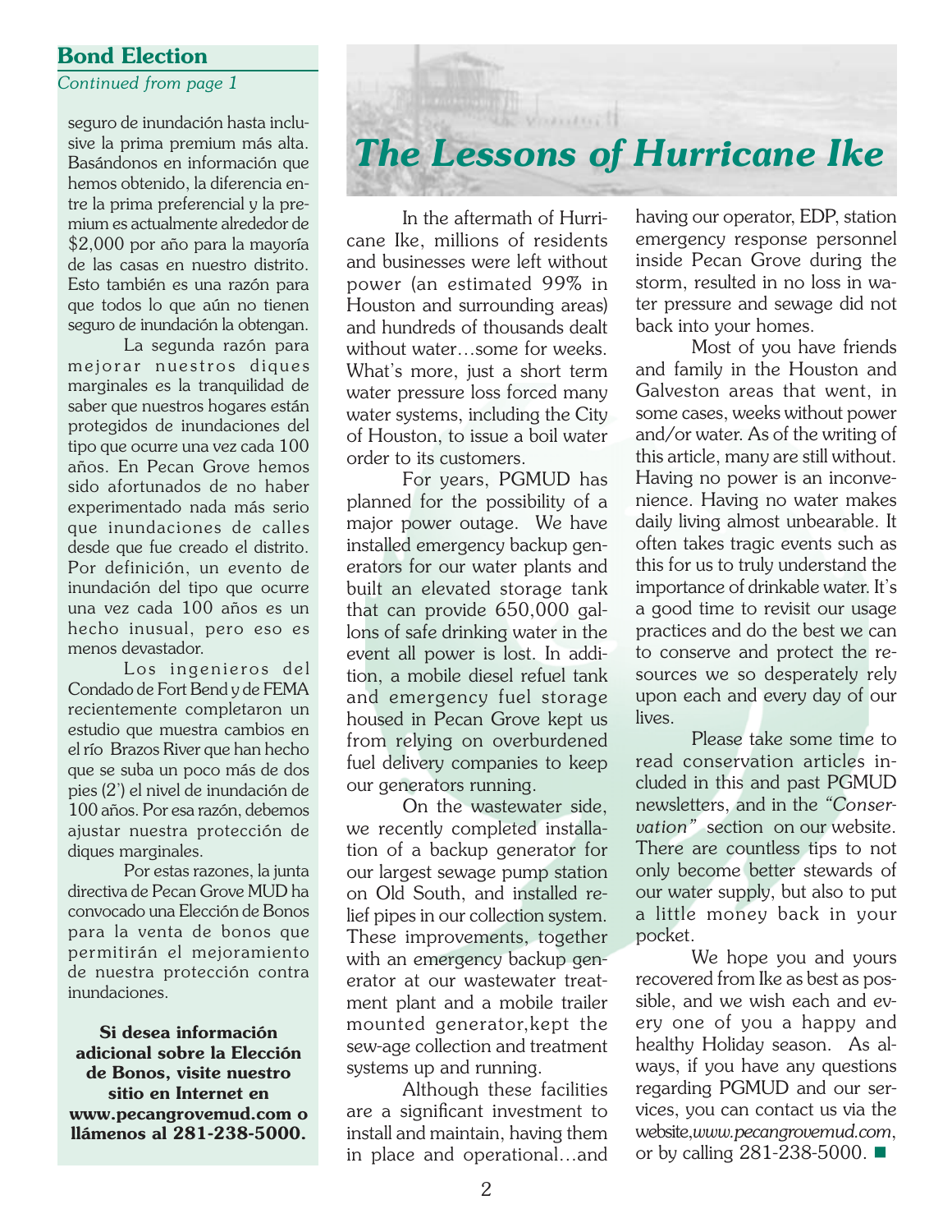## Bond Election

*Continued from page 1*

seguro de inundación hasta inclusive la prima premium más alta. Basándonos en información que hemos obtenido, la diferencia entre la prima preferencial y la premium es actualmente alrededor de $2,000 por año para la mayoría de las casas en nuestro distrito. Esto también es una razón para que todos lo que aún no tienen seguro de inundación la obtengan.

La segunda razón para mejorar nuestros diques marginales es la tranquilidad de saber que nuestros hogares están protegidos de inundaciones del tipo que ocurre una vez cada 100 años. En Pecan Grove hemos sido afortunados de no haber experimentado nada más serio que inundaciones de calles desde que fue creado el distrito. Por definición, un evento de inundación del tipo que ocurre una vez cada 100 años es un hecho inusual, pero eso es menos devastador.

Los ingenieros del Condado de Fort Bend y de FEMA recientemente completaron un estudio que muestra cambios en el río Brazos River que han hecho que se suba un poco más de dos pies (2') el nivel de inundación de 100 años. Por esa razón, debemos ajustar nuestra protección de diques marginales.

Por estas razones, la junta directiva de Pecan Grove MUD ha convocado una Elección de Bonos para la venta de bonos que permitirán el mejoramiento de nuestra protección contra inundaciones.

**Si desea información adicional sobre la Elección de Bonos, visite nuestro sitio en Internet en www.pecangrovemud.com o llámenos al 281-238-5000.**

# The Lessons of Hurricane Ike

In the aftermath of Hurricane Ike, millions of residents and businesses were left without power (an estimated 99% in Houston and surrounding areas) and hundreds of thousands dealt without water…some for weeks. What's more, just a short term water pressure loss forced many water systems, including the City of Houston, to issue a boil water order to its customers.

For years, PGMUD has planned for the possibility of a major power outage. We have installed emergency backup generators for our water plants and built an elevated storage tank that can provide 650,000 gallons of safe drinking water in the event all power is lost. In addition, a mobile diesel refuel tank and emergency fuel storage housed in Pecan Grove kept us from relying on overburdened fuel delivery companies to keep our generators running.

On the wastewater side, we recently completed installation of a backup generator for our largest sewage pump station on Old South, and installed relief pipes in our collection system. These improvements, together with an emergency backup generator at our wastewater treatment plant and a mobile trailer mounted generator,kept the sew-age collection and treatment systems up and running.

Although these facilities are a significant investment to install and maintain, having them in place and operational…and having our operator, EDP, station emergency response personnel inside Pecan Grove during the storm, resulted in no loss in water pressure and sewage did not back into your homes.

Most of you have friends and family in the Houston and Galveston areas that went, in some cases, weeks without power and/or water. As of the writing of this article, many are still without. Having no power is an inconvenience. Having no water makes daily living almost unbearable. It often takes tragic events such as this for us to truly understand the importance of drinkable water. It's a good time to revisit our usage practices and do the best we can to conserve and protect the resources we so desperately rely upon each and every day of our lives.

Please take some time to read conservation articles included in this and past PGMUD newsletters, and in the *"Conservation"* section on our website. There are countless tips to not only become better stewards of our water supply, but also to put a little money back in your pocket.

We hope you and yours recovered from Ike as best as possible, and we wish each and every one of you a happy and healthy Holiday season. As always, if you have any questions regarding PGMUD and our services, you can contact us via the website,*www.pecangrovemud.com*, or by calling 281-238-5000. ■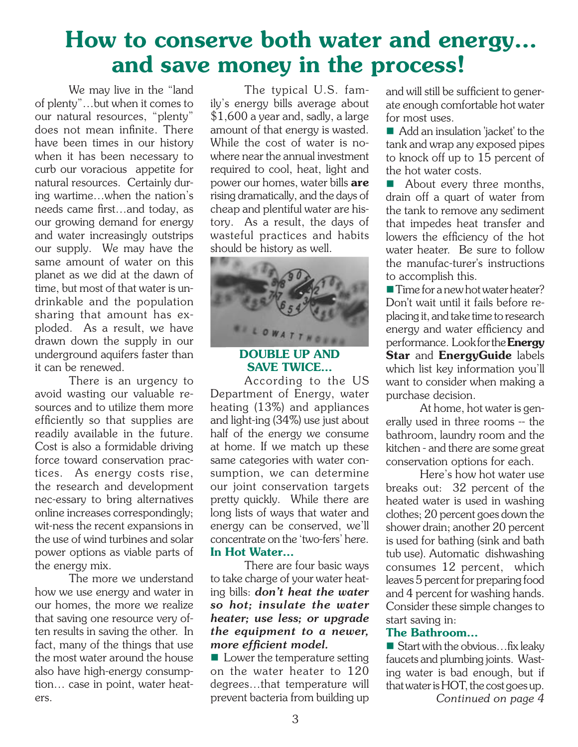# How to conserve both water and energy… and save money in the process!

We may live in the "land of plenty"…but when it comes to our natural resources, "plenty" does not mean infinite. There have been times in our history when it has been necessary to curb our voracious appetite for natural resources. Certainly during wartime…when the nation's needs came first…and today, as our growing demand for energy and water increasingly outstrips our supply. We may have the same amount of water on this planet as we did at the dawn of time, but most of that water is undrinkable and the population sharing that amount has exploded. As a result, we have drawn down the supply in our underground aquifers faster than it can be renewed.

There is an urgency to avoid wasting our valuable resources and to utilize them more efficiently so that supplies are readily available in the future. Cost is also a formidable driving force toward conservation practices. As energy costs rise, the research and development necessary to bring alternatives online increases correspondingly; witness the recent expansions in the use of wind turbines and solar power options as viable parts of the energy mix.

The more we understand how we use energy and water in our homes, the more we realize that saving one resource very often results in saving the other. In fact, many of the things that use the most water around the house also have high-energy consumption… case in point, water heaters.

The typical U.S. family's energy bills average about $1,600 a year and, sadly, a large amount of that energy is wasted. While the cost of water is nowhere near the annual investment required to cool, heat, light and power our homes, water bills **are** rising dramatically, and the days of cheap and plentiful water are history. As a result, the days of wasteful practices and habits should be history as well.

### DOUBLE UP AND SAVE TWICE…

According to the US Department of Energy, water heating (13%) and appliances and lighting (34%) use just about half of the energy we consume at home. If we match up these same categories with water consumption, we can determine our joint conservation targets pretty quickly. While there are long lists of ways that water and energy can be conserved, we'll concentrate on the 'two-fers' here.

### In Hot Water…

There are four basic ways to take charge of your water heating bills: ***don't heat the water so hot; insulate the water heater; use less; or upgrade the equipment to a newer, more efficient model.***

- Lower the temperature setting on the water heater to 120 degrees…that temperature will prevent bacteria from building up and will still be sufficient to generate enough comfortable hot water for most uses.
- Add an insulation 'jacket' to the tank and wrap any exposed pipes to knock off up to 15 percent of the hot water costs.
- About every three months, drain off a quart of water from the tank to remove any sediment that impedes heat transfer and lowers the efficiency of the hot water heater. Be sure to follow the manufacturer's instructions to accomplish this.
- Time for a new hot water heater? Don't wait until it fails before replacing it, and take time to research energy and water efficiency and performance. Look for the **Energy Star** and **EnergyGuide** labels which list key information you'll want to consider when making a purchase decision.

At home, hot water is generally used in three rooms -- the bathroom, laundry room and the kitchen - and there are some great conservation options for each.

Here's how hot water use breaks out: 32 percent of the heated water is used in washing clothes; 20 percent goes down the shower drain; another 20 percent is used for bathing (sink and bath tub use). Automatic dishwashing consumes 12 percent, which leaves 5 percent for preparing food and 4 percent for washing hands. Consider these simple changes to start saving in:

### The Bathroom…

- Start with the obvious…fix leaky faucets and plumbing joints. Wasting water is bad enough, but if that water is HOT, the cost goes up.

*Continued on page 4*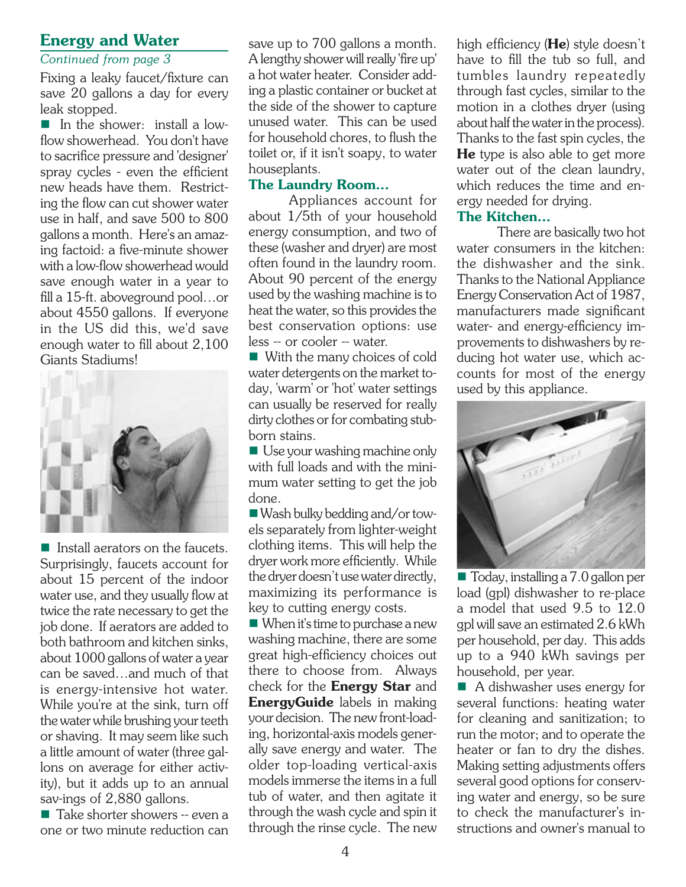## Energy and Water

*Continued from page 3*

Fixing a leaky faucet/fixture can save 20 gallons a day for every leak stopped.

- In the shower: install a low-flow showerhead. You don't have to sacrifice pressure and 'designer' spray cycles - even the efficient new heads have them. Restricting the flow can cut shower water use in half, and save 500 to 800 gallons a month. Here's an amazing factoid: a five-minute shower with a low-flow showerhead would save enough water in a year to fill a 15-ft. aboveground pool…or about 4550 gallons. If everyone in the US did this, we'd save enough water to fill about 2,100 Giants Stadiums!

- Install aerators on the faucets. Surprisingly, faucets account for about 15 percent of the indoor water use, and they usually flow at twice the rate necessary to get the job done. If aerators are added to both bathroom and kitchen sinks, about 1000 gallons of water a year can be saved…and much of that is energy-intensive hot water. While you're at the sink, turn off the water while brushing your teeth or shaving. It may seem like such a little amount of water (three gallons on average for either activity), but it adds up to an annual sav-ings of 2,880 gallons.

- Take shorter showers -- even a one or two minute reduction can save up to 700 gallons a month. A lengthy shower will really 'fire up' a hot water heater. Consider adding a plastic container or bucket at the side of the shower to capture unused water. This can be used for household chores, to flush the toilet or, if it isn't soapy, to water houseplants.

### The Laundry Room…

Appliances account for about 1/5th of your household energy consumption, and two of these (washer and dryer) are most often found in the laundry room. About 90 percent of the energy used by the washing machine is to heat the water, so this provides the best conservation options: use less -- or cooler -- water.

- With the many choices of cold water detergents on the market today, 'warm' or 'hot' water settings can usually be reserved for really dirty clothes or for combating stubborn stains.

- Use your washing machine only with full loads and with the minimum water setting to get the job done.

- Wash bulky bedding and/or towels separately from lighter-weight clothing items. This will help the dryer work more efficiently. While the dryer doesn't use water directly, maximizing its performance is key to cutting energy costs.

- When it's time to purchase a new washing machine, there are some great high-efficiency choices out there to choose from. Always check for the **Energy Star** and **EnergyGuide** labels in making your decision. The new front-loading, horizontal-axis models generally save energy and water. The older top-loading vertical-axis models immerse the items in a full tub of water, and then agitate it through the wash cycle and spin it through the rinse cycle. The new high efficiency (**He**) style doesn't have to fill the tub so full, and tumbles laundry repeatedly through fast cycles, similar to the motion in a clothes dryer (using about half the water in the process). Thanks to the fast spin cycles, the **He** type is also able to get more water out of the clean laundry, which reduces the time and energy needed for drying.

### The Kitchen…

There are basically two hot water consumers in the kitchen: the dishwasher and the sink. Thanks to the National Appliance Energy Conservation Act of 1987, manufacturers made significant water- and energy-efficiency improvements to dishwashers by reducing hot water use, which accounts for most of the energy used by this appliance.

- Today, installing a 7.0 gallon per load (gpl) dishwasher to re-place a model that used 9.5 to 12.0 gpl will save an estimated 2.6 kWh per household, per day. This adds up to a 940 kWh savings per household, per year.

- A dishwasher uses energy for several functions: heating water for cleaning and sanitization; to run the motor; and to operate the heater or fan to dry the dishes. Making setting adjustments offers several good options for conserving water and energy, so be sure to check the manufacturer's instructions and owner's manual to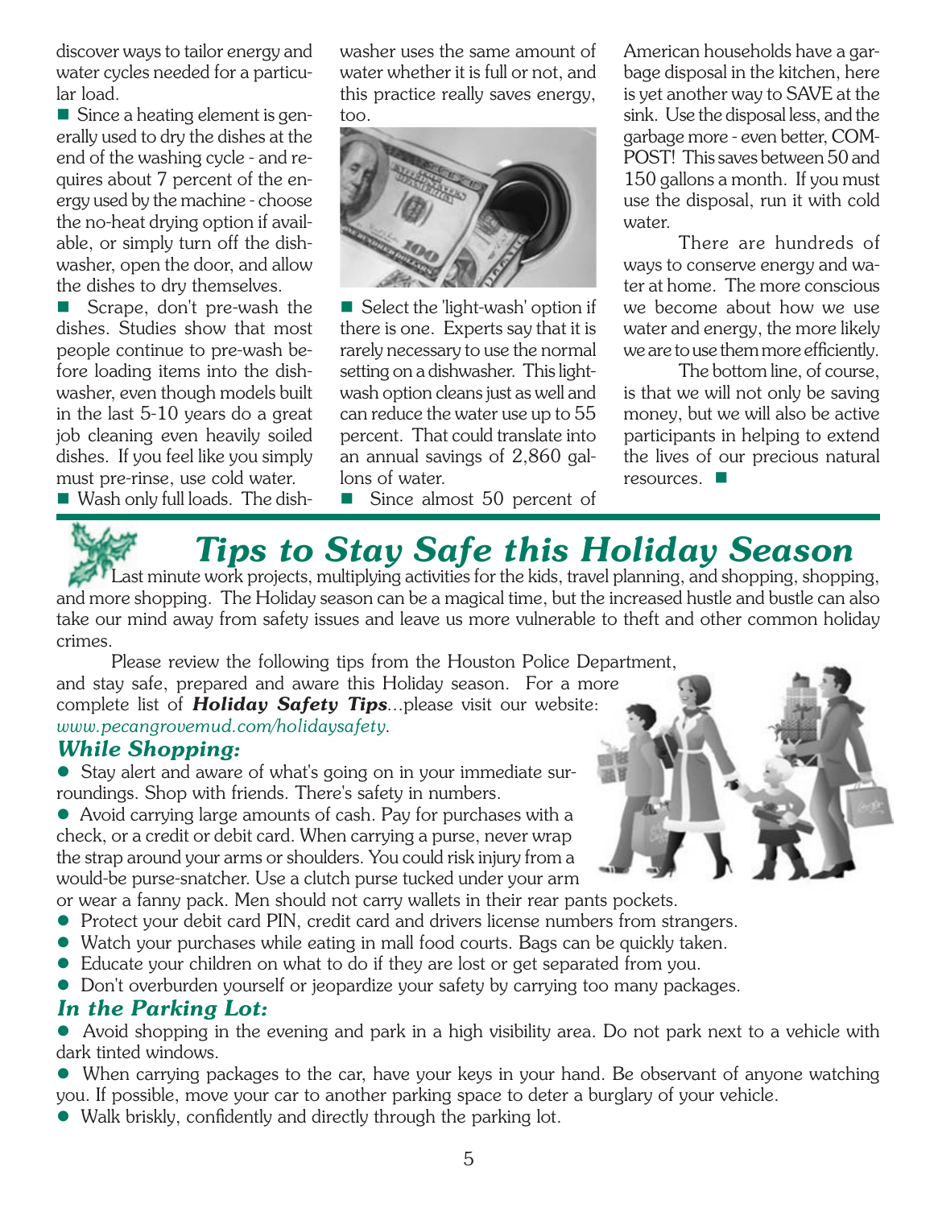discover ways to tailor energy and water cycles needed for a particular load.

- Since a heating element is generally used to dry the dishes at the end of the washing cycle - and requires about 7 percent of the energy used by the machine - choose the no-heat drying option if available, or simply turn off the dishwasher, open the door, and allow the dishes to dry themselves.
- Scrape, don't pre-wash the dishes. Studies show that most people continue to pre-wash before loading items into the dishwasher, even though models built in the last 5-10 years do a great job cleaning even heavily soiled dishes. If you feel like you simply must pre-rinse, use cold water.
- Wash only full loads. The dishwasher uses the same amount of water whether it is full or not, and this practice really saves energy, too.
- Select the 'light-wash' option if there is one. Experts say that it is rarely necessary to use the normal setting on a dishwasher. This light-wash option cleans just as well and can reduce the water use up to 55 percent. That could translate into an annual savings of 2,860 gallons of water.
- Since almost 50 percent of American households have a garbage disposal in the kitchen, here is yet another way to SAVE at the sink. Use the disposal less, and the garbage more - even better, COMPOST! This saves between 50 and 150 gallons a month. If you must use the disposal, run it with cold water.

There are hundreds of ways to conserve energy and water at home. The more conscious we become about how we use water and energy, the more likely we are to use them more efficiently.

The bottom line, of course, is that we will not only be saving money, but we will also be active participants in helping to extend the lives of our precious natural resources. ■

# *Tips to Stay Safe this Holiday Season*

Last minute work projects, multiplying activities for the kids, travel planning, and shopping, shopping, and more shopping. The Holiday season can be a magical time, but the increased hustle and bustle can also take our mind away from safety issues and leave us more vulnerable to theft and other common holiday crimes.

Please review the following tips from the Houston Police Department, and stay safe, prepared and aware this Holiday season. For a more complete list of ***Holiday Safety Tips***...please visit our website: *www.pecangrovemud.com/holidaysafety*.

## *While Shopping:*

- Stay alert and aware of what's going on in your immediate surroundings. Shop with friends. There's safety in numbers.
- Avoid carrying large amounts of cash. Pay for purchases with a check, or a credit or debit card. When carrying a purse, never wrap the strap around your arms or shoulders. You could risk injury from a would-be purse-snatcher. Use a clutch purse tucked under your arm or wear a fanny pack. Men should not carry wallets in their rear pants pockets.
- Protect your debit card PIN, credit card and drivers license numbers from strangers.
- Watch your purchases while eating in mall food courts. Bags can be quickly taken.
- Educate your children on what to do if they are lost or get separated from you.
- Don't overburden yourself or jeopardize your safety by carrying too many packages.

## *In the Parking Lot:*

- Avoid shopping in the evening and park in a high visibility area. Do not park next to a vehicle with dark tinted windows.
- When carrying packages to the car, have your keys in your hand. Be observant of anyone watching you. If possible, move your car to another parking space to deter a burglary of your vehicle.
- Walk briskly, confidently and directly through the parking lot.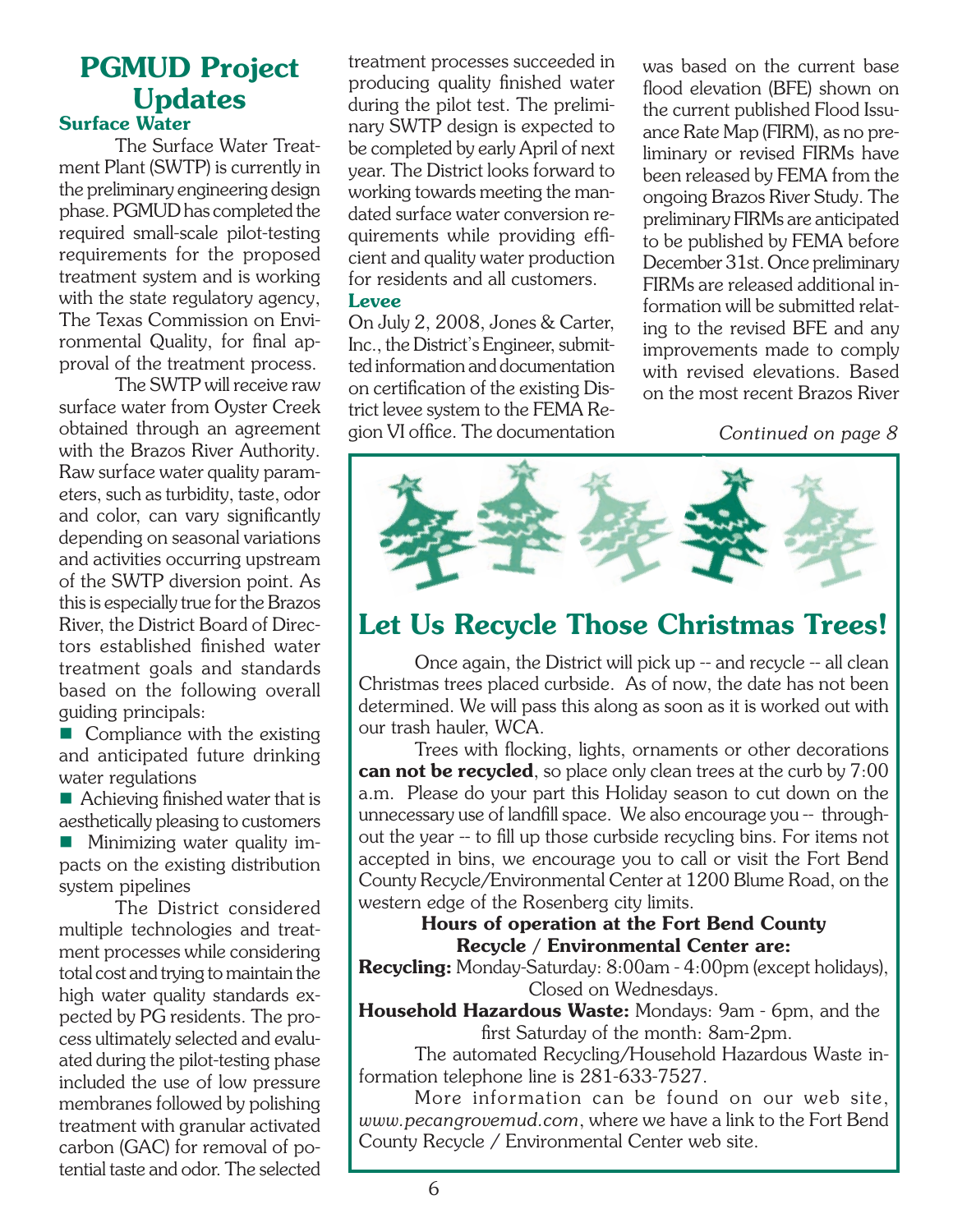# PGMUD Project Updates

### Surface Water

The Surface Water Treatment Plant (SWTP) is currently in the preliminary engineering design phase. PGMUD has completed the required small-scale pilot-testing requirements for the proposed treatment system and is working with the state regulatory agency, The Texas Commission on Environmental Quality, for final approval of the treatment process.

The SWTP will receive raw surface water from Oyster Creek obtained through an agreement with the Brazos River Authority. Raw surface water quality parameters, such as turbidity, taste, odor and color, can vary significantly depending on seasonal variations and activities occurring upstream of the SWTP diversion point. As this is especially true for the Brazos River, the District Board of Directors established finished water treatment goals and standards based on the following overall guiding principals:

- Compliance with the existing and anticipated future drinking water regulations
- Achieving finished water that is aesthetically pleasing to customers
- Minimizing water quality impacts on the existing distribution system pipelines

The District considered multiple technologies and treatment processes while considering total cost and trying to maintain the high water quality standards expected by PG residents. The process ultimately selected and evaluated during the pilot-testing phase included the use of low pressure membranes followed by polishing treatment with granular activated carbon (GAC) for removal of potential taste and odor. The selected treatment processes succeeded in producing quality finished water during the pilot test. The preliminary SWTP design is expected to be completed by early April of next year. The District looks forward to working towards meeting the mandated surface water conversion requirements while providing efficient and quality water production for residents and all customers.

### Levee

On July 2, 2008, Jones & Carter, Inc., the District's Engineer, submitted information and documentation on certification of the existing District levee system to the FEMA Region VI office. The documentation was based on the current base flood elevation (BFE) shown on the current published Flood Issuance Rate Map (FIRM), as no preliminary or revised FIRMs have been released by FEMA from the ongoing Brazos River Study. The preliminary FIRMs are anticipated to be published by FEMA before December 31st. Once preliminary FIRMs are released additional information will be submitted relating to the revised BFE and any improvements made to comply with revised elevations. Based on the most recent Brazos River

*Continued on page 8*

## Let Us Recycle Those Christmas Trees!

Once again, the District will pick up -- and recycle -- all clean Christmas trees placed curbside. As of now, the date has not been determined. We will pass this along as soon as it is worked out with our trash hauler, WCA.

Trees with flocking, lights, ornaments or other decorations **can not be recycled**, so place only clean trees at the curb by 7:00 a.m. Please do your part this Holiday season to cut down on the unnecessary use of landfill space. We also encourage you -- throughout the year -- to fill up those curbside recycling bins. For items not accepted in bins, we encourage you to call or visit the Fort Bend County Recycle/Environmental Center at 1200 Blume Road, on the western edge of the Rosenberg city limits.

**Hours of operation at the Fort Bend County Recycle / Environmental Center are:**

**Recycling:** Monday-Saturday: 8:00am - 4:00pm (except holidays), Closed on Wednesdays.

**Household Hazardous Waste:** Mondays: 9am - 6pm, and the first Saturday of the month: 8am-2pm.

The automated Recycling/Household Hazardous Waste information telephone line is 281-633-7527.

More information can be found on our web site, *www.pecangrovemud.com*, where we have a link to the Fort Bend County Recycle / Environmental Center web site.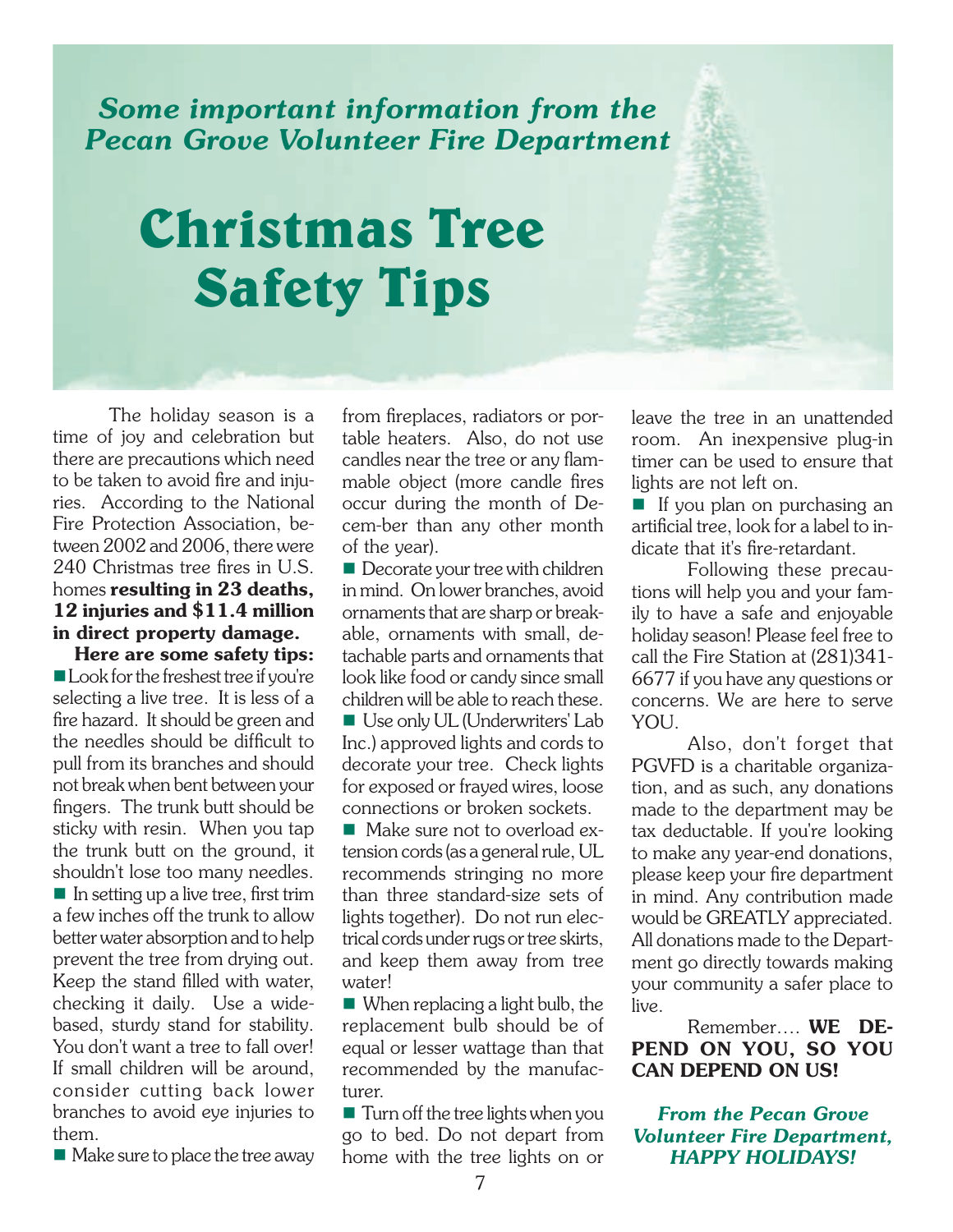*Some important information from the Pecan Grove Volunteer Fire Department*

# Christmas Tree Safety Tips

The holiday season is a time of joy and celebration but there are precautions which need to be taken to avoid fire and injuries. According to the National Fire Protection Association, between 2002 and 2006, there were 240 Christmas tree fires in U.S. homes **resulting in 23 deaths, 12 injuries and $11.4 million in direct property damage.**

**Here are some safety tips:**

- Look for the freshest tree if you're selecting a live tree. It is less of a fire hazard. It should be green and the needles should be difficult to pull from its branches and should not break when bent between your fingers. The trunk butt should be sticky with resin. When you tap the trunk butt on the ground, it shouldn't lose too many needles.
- In setting up a live tree, first trim a few inches off the trunk to allow better water absorption and to help prevent the tree from drying out. Keep the stand filled with water, checking it daily. Use a wide-based, sturdy stand for stability. You don't want a tree to fall over! If small children will be around, consider cutting back lower branches to avoid eye injuries to them.
- Make sure to place the tree away from fireplaces, radiators or portable heaters. Also, do not use candles near the tree or any flammable object (more candle fires occur during the month of Decem-ber than any other month of the year).
- Decorate your tree with children in mind. On lower branches, avoid ornaments that are sharp or breakable, ornaments with small, detachable parts and ornaments that look like food or candy since small children will be able to reach these.
- Use only UL (Underwriters' Lab Inc.) approved lights and cords to decorate your tree. Check lights for exposed or frayed wires, loose connections or broken sockets.
- Make sure not to overload extension cords (as a general rule, UL recommends stringing no more than three standard-size sets of lights together). Do not run electrical cords under rugs or tree skirts, and keep them away from tree water!
- When replacing a light bulb, the replacement bulb should be of equal or lesser wattage than that recommended by the manufacturer.
- Turn off the tree lights when you go to bed. Do not depart from home with the tree lights on or leave the tree in an unattended room. An inexpensive plug-in timer can be used to ensure that lights are not left on.
- If you plan on purchasing an artificial tree, look for a label to indicate that it's fire-retardant.

Following these precautions will help you and your family to have a safe and enjoyable holiday season! Please feel free to call the Fire Station at (281)341-6677 if you have any questions or concerns. We are here to serve YOU.

Also, don't forget that PGVFD is a charitable organization, and as such, any donations made to the department may be tax deductable. If you're looking to make any year-end donations, please keep your fire department in mind. Any contribution made would be GREATLY appreciated. All donations made to the Department go directly towards making your community a safer place to live.

Remember…. **WE DEPEND ON YOU, SO YOU CAN DEPEND ON US!**

***From the Pecan Grove Volunteer Fire Department, HAPPY HOLIDAYS!***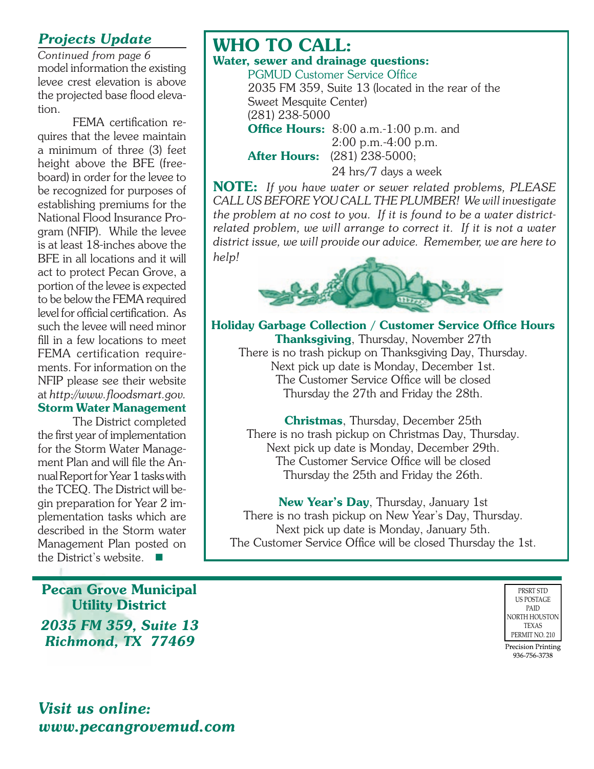## *Projects Update*

*Continued from page 6*

model information the existing levee crest elevation is above the projected base flood elevation.

FEMA certification requires that the levee maintain a minimum of three (3) feet height above the BFE (freeboard) in order for the levee to be recognized for purposes of establishing premiums for the National Flood Insurance Program (NFIP). While the levee is at least 18-inches above the BFE in all locations and it will act to protect Pecan Grove, a portion of the levee is expected to be below the FEMA required level for official certification. As such the levee will need minor fill in a few locations to meet FEMA certification requirements. For information on the NFIP please see their website at *http://www.floodsmart.gov.*

**Storm Water Management**

The District completed the first year of implementation for the Storm Water Management Plan and will file the Annual Report for Year 1 tasks with the TCEQ. The District will begin preparation for Year 2 implementation tasks which are described in the Storm water Management Plan posted on the District's website. ■

# WHO TO CALL:

**Water, sewer and drainage questions:**

PGMUD Customer Service Office
2035 FM 359, Suite 13 (located in the rear of the Sweet Mesquite Center)
(281) 238-5000

**Office Hours:** 8:00 a.m.-1:00 p.m. and 2:00 p.m.-4:00 p.m.

**After Hours:** (281) 238-5000; 24 hrs/7 days a week

**NOTE:** *If you have water or sewer related problems, PLEASE CALL US BEFORE YOU CALL THE PLUMBER! We will investigate the problem at no cost to you. If it is found to be a water district-related problem, we will arrange to correct it. If it is not a water district issue, we will provide our advice. Remember, we are here to help!*

**Holiday Garbage Collection / Customer Service Office Hours**

**Thanksgiving**, Thursday, November 27th
There is no trash pickup on Thanksgiving Day, Thursday.
Next pick up date is Monday, December 1st.
The Customer Service Office will be closed Thursday the 27th and Friday the 28th.

**Christmas**, Thursday, December 25th
There is no trash pickup on Christmas Day, Thursday.
Next pick up date is Monday, December 29th.
The Customer Service Office will be closed Thursday the 25th and Friday the 26th.

**New Year's Day**, Thursday, January 1st
There is no trash pickup on New Year's Day, Thursday.
Next pick up date is Monday, January 5th.
The Customer Service Office will be closed Thursday the 1st.

**Pecan Grove Municipal Utility District**
***2035 FM 359, Suite 13***
***Richmond, TX 77469***

PRSRT STD
US POSTAGE
PAID
NORTH HOUSTON
TEXAS
PERMIT NO. 210

Precision Printing
936-756-3738

***Visit us online:***
***www.pecangrovemud.com***